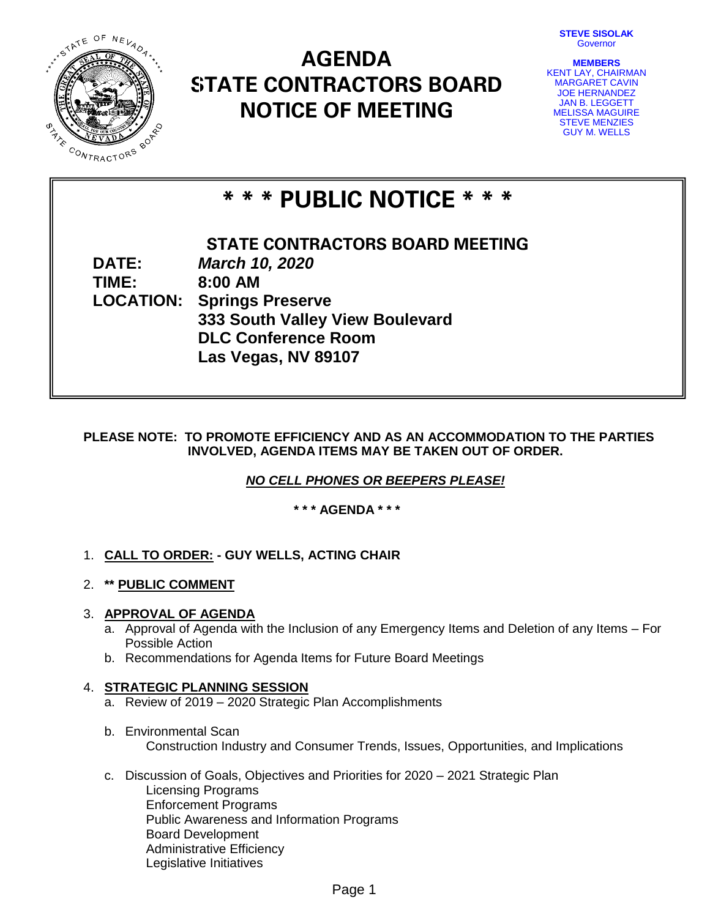# AGENDA
# STATE CONTRACTORS BOARD
# NOTICE OF MEETING

**STEVE SISOLAK**
Governor

**MEMBERS**
KENT LAY, CHAIRMAN
MARGARET CAVIN
JOE HERNANDEZ
JAN B. LEGGETT
MELISSA MAGUIRE
STEVE MENZIES
GUY M. WELLS

## * * * PUBLIC NOTICE * * *

**STATE CONTRACTORS BOARD MEETING**

**DATE:** ***March 10, 2020***
**TIME:** **8:00 AM**
**LOCATION:** **Springs Preserve**
**333 South Valley View Boulevard**
**DLC Conference Room**
**Las Vegas, NV 89107**

**PLEASE NOTE: TO PROMOTE EFFICIENCY AND AS AN ACCOMMODATION TO THE PARTIES INVOLVED, AGENDA ITEMS MAY BE TAKEN OUT OF ORDER.**

***NO CELL PHONES OR BEEPERS PLEASE!***

**\* \* \* AGENDA \* \* \***

1. **CALL TO ORDER: - GUY WELLS, ACTING CHAIR**

2. **\*\* PUBLIC COMMENT**

3. **APPROVAL OF AGENDA**
   a. Approval of Agenda with the Inclusion of any Emergency Items and Deletion of any Items – For Possible Action
   b. Recommendations for Agenda Items for Future Board Meetings

4. **STRATEGIC PLANNING SESSION**
   a. Review of 2019 – 2020 Strategic Plan Accomplishments

   b. Environmental Scan
      Construction Industry and Consumer Trends, Issues, Opportunities, and Implications

   c. Discussion of Goals, Objectives and Priorities for 2020 – 2021 Strategic Plan
      Licensing Programs
      Enforcement Programs
      Public Awareness and Information Programs
      Board Development
      Administrative Efficiency
      Legislative Initiatives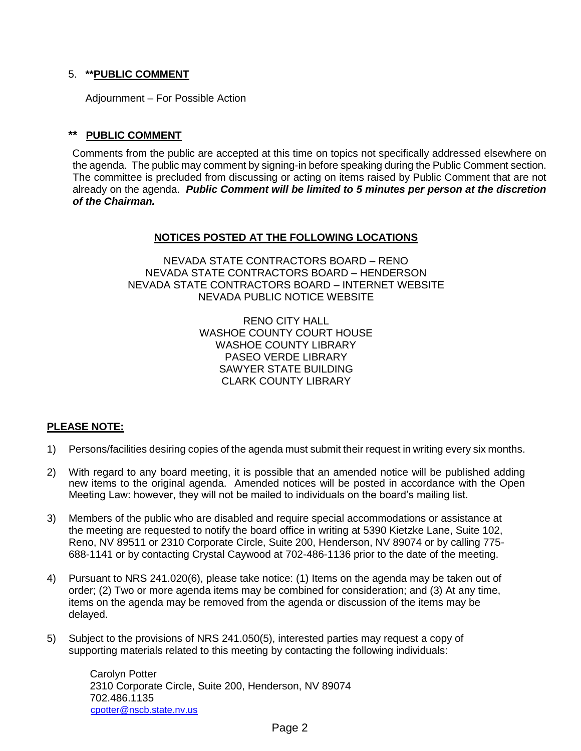5. **\*\*PUBLIC COMMENT**

Adjournment – For Possible Action

**\*\* PUBLIC COMMENT**

Comments from the public are accepted at this time on topics not specifically addressed elsewhere on the agenda. The public may comment by signing-in before speaking during the Public Comment section. The committee is precluded from discussing or acting on items raised by Public Comment that are not already on the agenda. ***Public Comment will be limited to 5 minutes per person at the discretion of the Chairman.***

**NOTICES POSTED AT THE FOLLOWING LOCATIONS**

NEVADA STATE CONTRACTORS BOARD – RENO
NEVADA STATE CONTRACTORS BOARD – HENDERSON
NEVADA STATE CONTRACTORS BOARD – INTERNET WEBSITE
NEVADA PUBLIC NOTICE WEBSITE

RENO CITY HALL
WASHOE COUNTY COURT HOUSE
WASHOE COUNTY LIBRARY
PASEO VERDE LIBRARY
SAWYER STATE BUILDING
CLARK COUNTY LIBRARY

**PLEASE NOTE:**

1) Persons/facilities desiring copies of the agenda must submit their request in writing every six months.

2) With regard to any board meeting, it is possible that an amended notice will be published adding new items to the original agenda. Amended notices will be posted in accordance with the Open Meeting Law: however, they will not be mailed to individuals on the board's mailing list.

3) Members of the public who are disabled and require special accommodations or assistance at the meeting are requested to notify the board office in writing at 5390 Kietzke Lane, Suite 102, Reno, NV 89511 or 2310 Corporate Circle, Suite 200, Henderson, NV 89074 or by calling 775-688-1141 or by contacting Crystal Caywood at 702-486-1136 prior to the date of the meeting.

4) Pursuant to NRS 241.020(6), please take notice: (1) Items on the agenda may be taken out of order; (2) Two or more agenda items may be combined for consideration; and (3) At any time, items on the agenda may be removed from the agenda or discussion of the items may be delayed.

5) Subject to the provisions of NRS 241.050(5), interested parties may request a copy of supporting materials related to this meeting by contacting the following individuals:

   Carolyn Potter
   2310 Corporate Circle, Suite 200, Henderson, NV 89074
   702.486.1135
   cpotter@nscb.state.nv.us